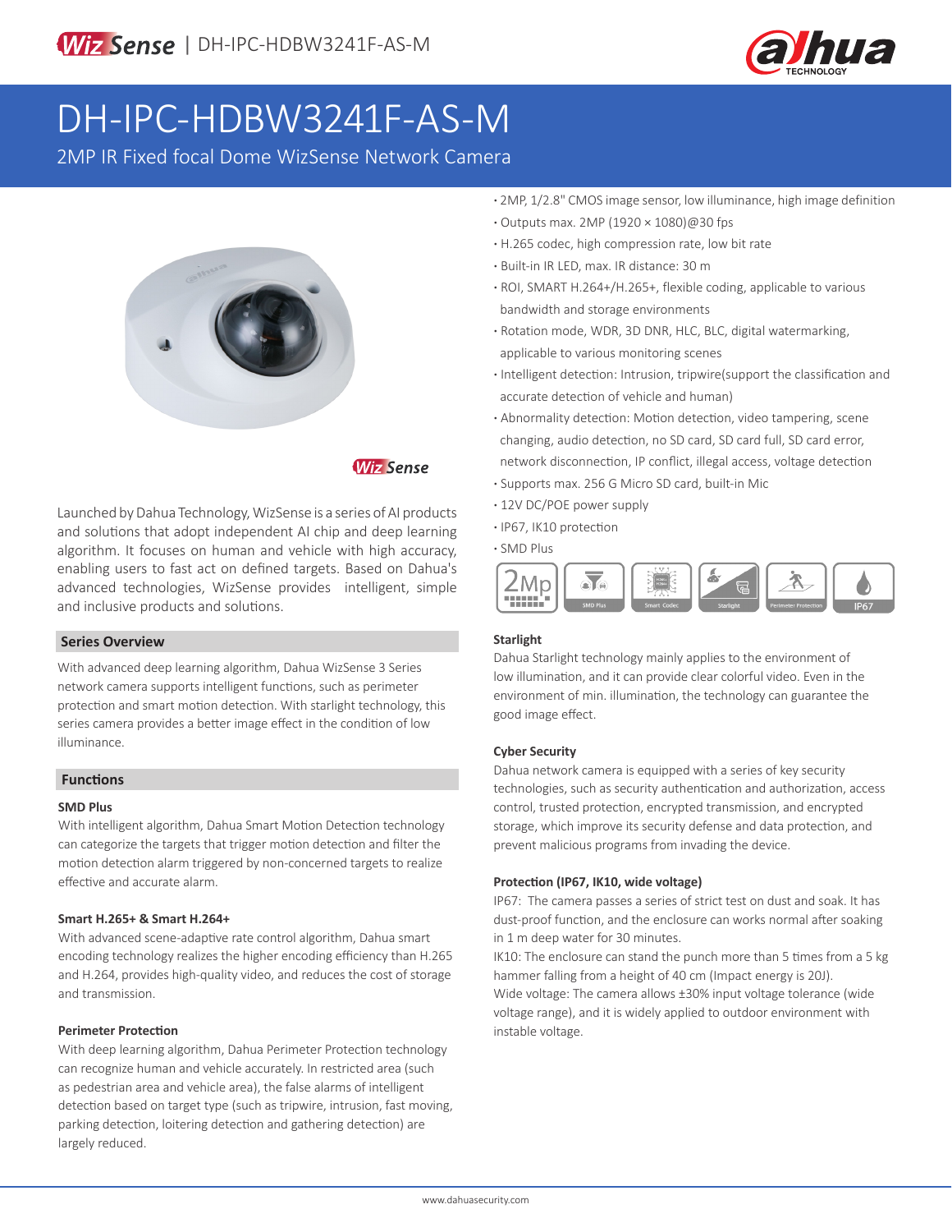# DH-IPC-HDBW3241F-AS-M

2MP IR Fixed focal Dome WizSense Network Camera

- 2MP, 1/2.8" CMOS image sensor, low illuminance, high image definition
- Outputs max. 2MP (1920 × 1080)@30 fps
- H.265 codec, high compression rate, low bit rate
- Built-in IR LED, max. IR distance: 30 m
- ROI, SMART H.264+/H.265+, flexible coding, applicable to various bandwidth and storage environments
- Rotation mode, WDR, 3D DNR, HLC, BLC, digital watermarking, applicable to various monitoring scenes
- Intelligent detection: Intrusion, tripwire(support the classification and accurate detection of vehicle and human)
- Abnormality detection: Motion detection, video tampering, scene changing, audio detection, no SD card, SD card full, SD card error, network disconnection, IP conflict, illegal access, voltage detection
- Supports max. 256 G Micro SD card, built-in Mic
- 12V DC/POE power supply
- IP67, IK10 protection
- SMD Plus

Launched by Dahua Technology, WizSense is a series of AI products and solutions that adopt independent AI chip and deep learning algorithm. It focuses on human and vehicle with high accuracy, enabling users to fast act on defined targets. Based on Dahua's advanced technologies, WizSense provides intelligent, simple and inclusive products and solutions.

## Series Overview

With advanced deep learning algorithm, Dahua WizSense 3 Series network camera supports intelligent functions, such as perimeter protection and smart motion detection. With starlight technology, this series camera provides a better image effect in the condition of low illuminance.

## Functions

### SMD Plus

With intelligent algorithm, Dahua Smart Motion Detection technology can categorize the targets that trigger motion detection and filter the motion detection alarm triggered by non-concerned targets to realize effective and accurate alarm.

### Smart H.265+ & Smart H.264+

With advanced scene-adaptive rate control algorithm, Dahua smart encoding technology realizes the higher encoding efficiency than H.265 and H.264, provides high-quality video, and reduces the cost of storage and transmission.

### Perimeter Protection

With deep learning algorithm, Dahua Perimeter Protection technology can recognize human and vehicle accurately. In restricted area (such as pedestrian area and vehicle area), the false alarms of intelligent detection based on target type (such as tripwire, intrusion, fast moving, parking detection, loitering detection and gathering detection) are largely reduced.

### Starlight

Dahua Starlight technology mainly applies to the environment of low illumination, and it can provide clear colorful video. Even in the environment of min. illumination, the technology can guarantee the good image effect.

### Cyber Security

Dahua network camera is equipped with a series of key security technologies, such as security authentication and authorization, access control, trusted protection, encrypted transmission, and encrypted storage, which improve its security defense and data protection, and prevent malicious programs from invading the device.

### Protection (IP67, IK10, wide voltage)

IP67: The camera passes a series of strict test on dust and soak. It has dust-proof function, and the enclosure can works normal after soaking in 1 m deep water for 30 minutes.

IK10: The enclosure can stand the punch more than 5 times from a 5 kg hammer falling from a height of 40 cm (Impact energy is 20J).

Wide voltage: The camera allows ±30% input voltage tolerance (wide voltage range), and it is widely applied to outdoor environment with instable voltage.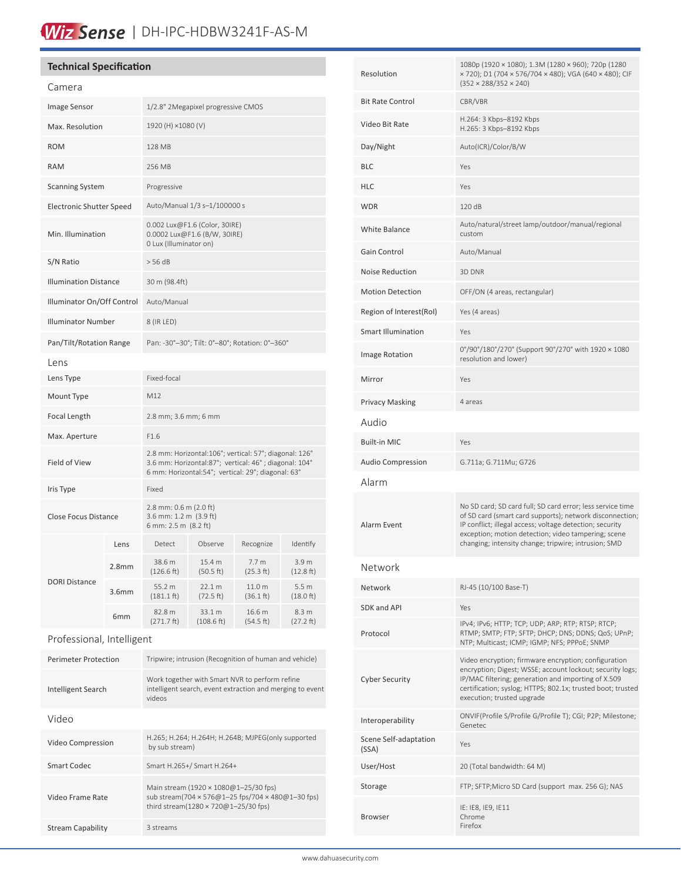# WizSense | DH-IPC-HDBW3241F-AS-M

## Technical Specification

### Camera

| | |
|---|---|
| Image Sensor | 1/2.8" 2Megapixel progressive CMOS |
| Max. Resolution | 1920 (H) ×1080 (V) |
| ROM | 128 MB |
| RAM | 256 MB |
| Scanning System | Progressive |
| Electronic Shutter Speed | Auto/Manual 1/3 s–1/100000 s |
| Min. Illumination | 0.002 Lux@F1.6 (Color, 30IRE)<br>0.0002 Lux@F1.6 (B/W, 30IRE)<br>0 Lux (Illuminator on) |
| S/N Ratio | > 56 dB |
| Illumination Distance | 30 m (98.4ft) |
| Illuminator On/Off Control | Auto/Manual |
| Illuminator Number | 8 (IR LED) |
| Pan/Tilt/Rotation Range | Pan: -30°–30°; Tilt: 0°–80°; Rotation: 0°–360° |

### Lens

| | |
|---|---|
| Lens Type | Fixed-focal |
| Mount Type | M12 |
| Focal Length | 2.8 mm; 3.6 mm; 6 mm |
| Max. Aperture | F1.6 |
| Field of View | 2.8 mm: Horizontal:106°; vertical: 57°; diagonal: 126°<br>3.6 mm: Horizontal:87°; vertical: 46° ; diagonal: 104°<br>6 mm: Horizontal:54°; vertical: 29°; diagonal: 63° |
| Iris Type | Fixed |
| Close Focus Distance | 2.8 mm: 0.6 m (2.0 ft)<br>3.6 mm: 1.2 m (3.9 ft)<br>6 mm: 2.5 m (8.2 ft) |

| DORI Distance | Lens | Detect | Observe | Recognize | Identify |
|---|---|---|---|---|---|
| | 2.8mm | 38.6 m (126.6 ft) | 15.4 m (50.5 ft) | 7.7 m (25.3 ft) | 3.9 m (12.8 ft) |
| | 3.6mm | 55.2 m (181.1 ft) | 22.1 m (72.5 ft) | 11.0 m (36.1 ft) | 5.5 m (18.0 ft) |
| | 6mm | 82.8 m (271.7 ft) | 33.1 m (108.6 ft) | 16.6 m (54.5 ft) | 8.3 m (27.2 ft) |

### Professional, Intelligent

| | |
|---|---|
| Perimeter Protection | Tripwire; intrusion (Recognition of human and vehicle) |
| Intelligent Search | Work together with Smart NVR to perform refine intelligent search, event extraction and merging to event videos |

### Video

| | |
|---|---|
| Video Compression | H.265; H.264; H.264H; H.264B; MJPEG(only supported by sub stream) |
| Smart Codec | Smart H.265+/ Smart H.264+ |
| Video Frame Rate | Main stream (1920 × 1080@1–25/30 fps)<br>sub stream(704 × 576@1–25 fps/704 × 480@1–30 fps)<br>third stream(1280 × 720@1–25/30 fps) |
| Stream Capability | 3 streams |
| Resolution | 1080p (1920 × 1080); 1.3M (1280 × 960); 720p (1280 × 720); D1 (704 × 576/704 × 480); VGA (640 × 480); CIF (352 × 288/352 × 240) |
| Bit Rate Control | CBR/VBR |
| Video Bit Rate | H.264: 3 Kbps–8192 Kbps<br>H.265: 3 Kbps–8192 Kbps |
| Day/Night | Auto(ICR)/Color/B/W |
| BLC | Yes |
| HLC | Yes |
| WDR | 120 dB |
| White Balance | Auto/natural/street lamp/outdoor/manual/regional custom |
| Gain Control | Auto/Manual |
| Noise Reduction | 3D DNR |
| Motion Detection | OFF/ON (4 areas, rectangular) |
| Region of Interest(RoI) | Yes (4 areas) |
| Smart Illumination | Yes |
| Image Rotation | 0°/90°/180°/270° (Support 90°/270° with 1920 × 1080 resolution and lower) |
| Mirror | Yes |
| Privacy Masking | 4 areas |

### Audio

| | |
|---|---|
| Built-in MIC | Yes |
| Audio Compression | G.711a; G.711Mu; G726 |

### Alarm

| | |
|---|---|
| Alarm Event | No SD card; SD card full; SD card error; less service time of SD card (smart card supports); network disconnection; IP conflict; illegal access; voltage detection; security exception; motion detection; video tampering; scene changing; intensity change; tripwire; intrusion; SMD |

### Network

| | |
|---|---|
| Network | RJ-45 (10/100 Base-T) |
| SDK and API | Yes |
| Protocol | IPv4; IPv6; HTTP; TCP; UDP; ARP; RTP; RTSP; RTCP; RTMP; SMTP; FTP; SFTP; DHCP; DNS; DDNS; QoS; UPnP; NTP; Multicast; ICMP; IGMP; NFS; PPPoE; SNMP |
| Cyber Security | Video encryption; firmware encryption; configuration encryption; Digest; WSSE; account lockout; security logs; IP/MAC filtering; generation and importing of X.509 certification; syslog; HTTPS; 802.1x; trusted boot; trusted execution; trusted upgrade |
| Interoperability | ONVIF(Profile S/Profile G/Profile T); CGI; P2P; Milestone; Genetec |
| Scene Self-adaptation (SSA) | Yes |
| User/Host | 20 (Total bandwidth: 64 M) |
| Storage | FTP; SFTP;Micro SD Card (support max. 256 G); NAS |
| Browser | IE: IE8, IE9, IE11<br>Chrome<br>Firefox |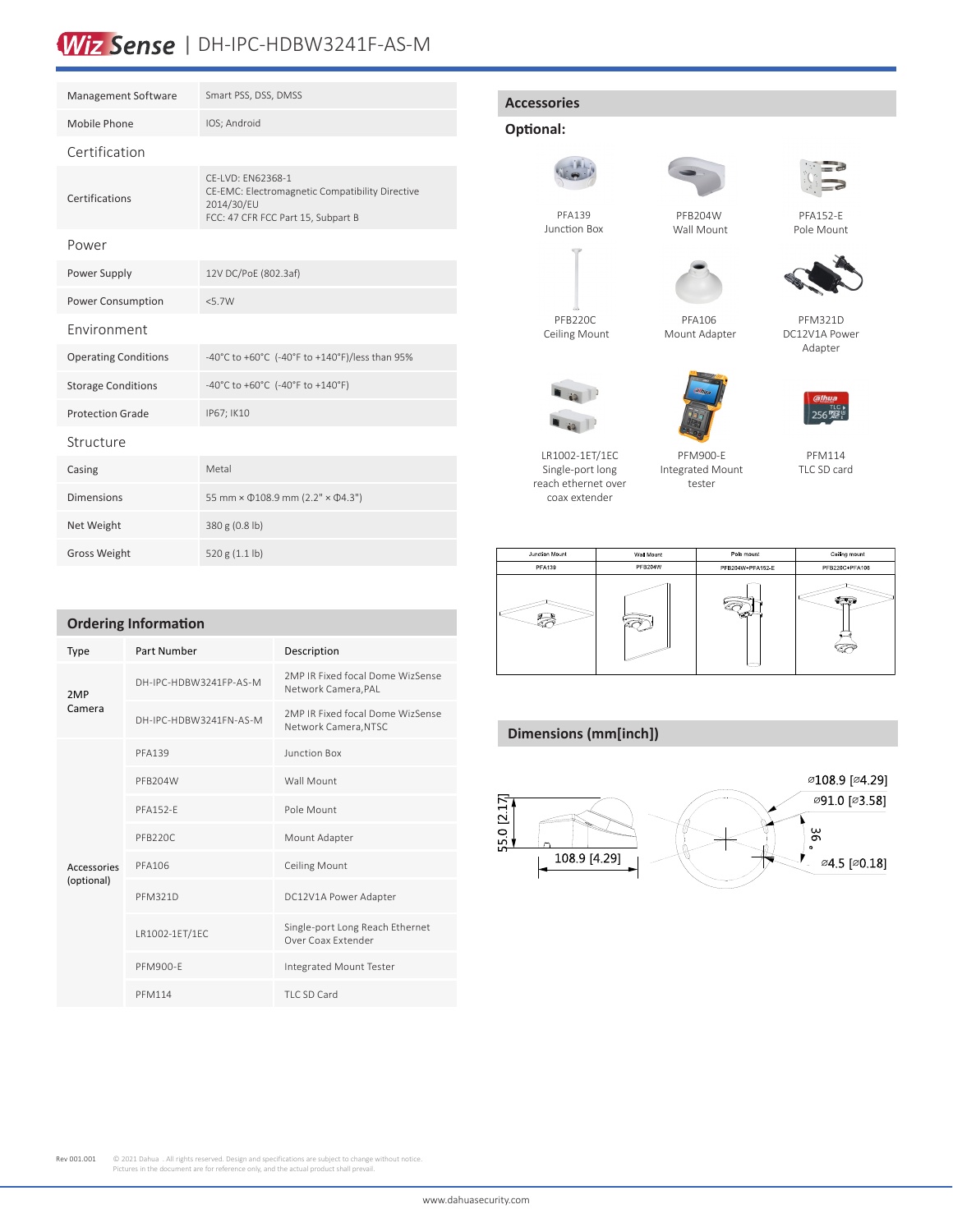# WizSense | DH-IPC-HDBW3241F-AS-M

| | |
|---|---|
| Management Software | Smart PSS, DSS, DMSS |
| Mobile Phone | IOS; Android |

## Certification

| | |
|---|---|
| Certifications | CE-LVD: EN62368-1<br>CE-EMC: Electromagnetic Compatibility Directive 2014/30/EU<br>FCC: 47 CFR FCC Part 15, Subpart B |

## Power

| | |
|---|---|
| Power Supply | 12V DC/PoE (802.3af) |
| Power Consumption | <5.7W |

## Environment

| | |
|---|---|
| Operating Conditions | -40°C to +60°C (-40°F to +140°F)/less than 95% |
| Storage Conditions | -40°C to +60°C (-40°F to +140°F) |
| Protection Grade | IP67; IK10 |

## Structure

| | |
|---|---|
| Casing | Metal |
| Dimensions | 55 mm × Φ108.9 mm (2.2" × Φ4.3") |
| Net Weight | 380 g (0.8 lb) |
| Gross Weight | 520 g (1.1 lb) |

## Ordering Information

| Type | Part Number | Description |
|---|---|---|
| 2MP Camera | DH-IPC-HDBW3241FP-AS-M | 2MP IR Fixed focal Dome WizSense Network Camera,PAL |
| | DH-IPC-HDBW3241FN-AS-M | 2MP IR Fixed focal Dome WizSense Network Camera,NTSC |
| Accessories (optional) | PFA139 | Junction Box |
| | PFB204W | Wall Mount |
| | PFA152-E | Pole Mount |
| | PFB220C | Mount Adapter |
| | PFA106 | Ceiling Mount |
| | PFM321D | DC12V1A Power Adapter |
| | LR1002-1ET/1EC | Single-port Long Reach Ethernet Over Coax Extender |
| | PFM900-E | Integrated Mount Tester |
| | PFM114 | TLC SD Card |

## Accessories

**Optional:**

PFA139
Junction Box

PFB204W
Wall Mount

PFA152-E
Pole Mount

PFB220C
Ceiling Mount

PFA106
Mount Adapter

PFM321D
DC12V1A Power Adapter

LR1002-1ET/1EC
Single-port long reach ethernet over coax extender

PFM900-E
Integrated Mount tester

PFM114
TLC SD card

| Junction Mount | Wall Mount | Pole mount | Ceiling mount |
|---|---|---|---|
| PFA139 | PFB204W | PFB204W+PFA152-E | PFB220C+PFA106 |

## Dimensions (mm[inch])

55.0 [2.17]
108.9 [4.29]
⌀108.9 [⌀4.29]
⌀91.0 [⌀3.58]
36°
⌀4.5 [⌀0.18]

Rev 001.001 © 2021 Dahua . All rights reserved. Design and specifications are subject to change without notice. Pictures in the document are for reference only, and the actual product shall prevail.